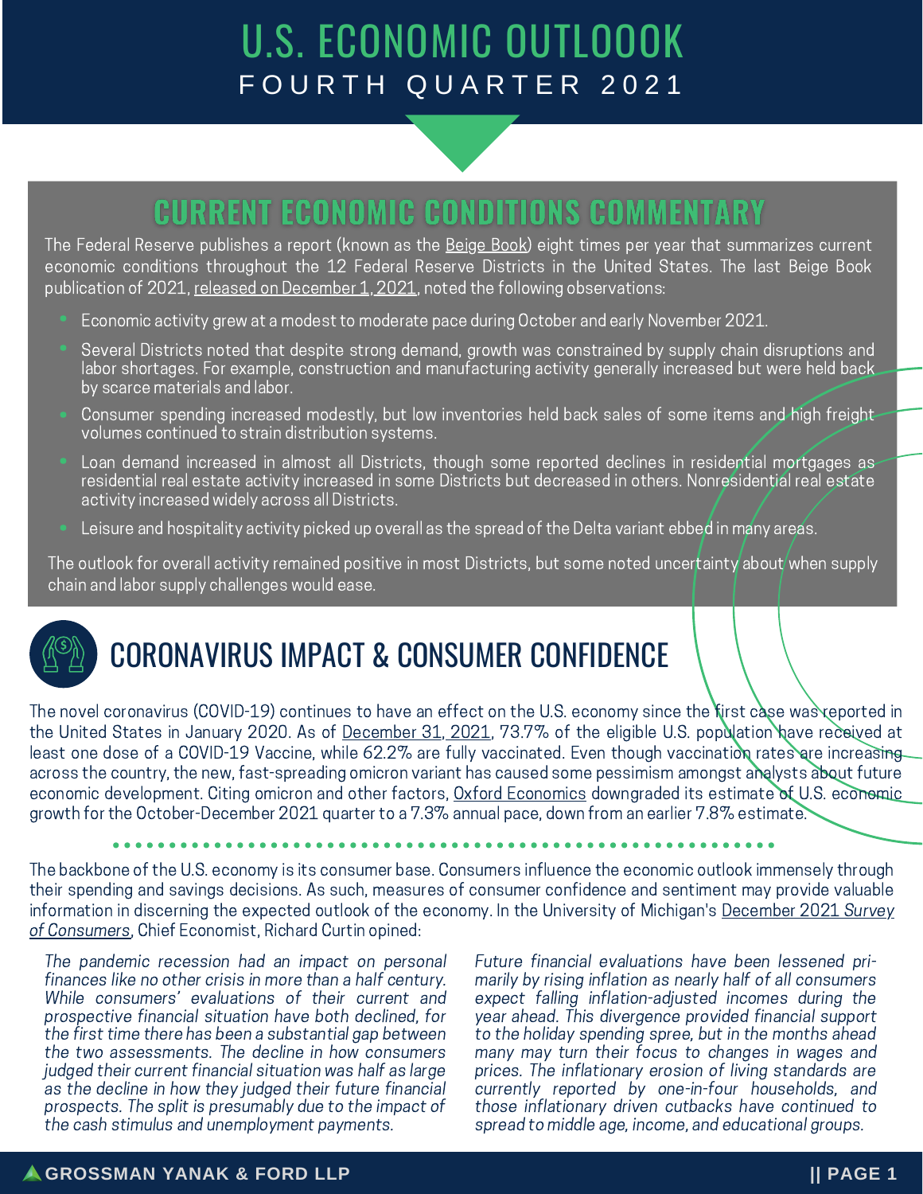# U.S. ECONOMIC OUTLOOOK

## FOURTH QUARTER 2021

## CURRENT ECONOMIC CONDITIONS COMMENTARY

The Federal Reserve publishes a report (known as the Beige Book) eight times per year that summarizes current economic conditions throughout the 12 Federal Reserve Districts in the United States. The last Beige Book publication of 2021, released on December 1, 2021, noted the following observations:

- Economic activity grew at a modest to moderate pace during October and early November 2021.
- Several Districts noted that despite strong demand, growth was constrained by supply chain disruptions and labor shortages. For example, construction and manufacturing activity generally increased but were held back by scarce materials and labor.
- Consumer spending increased modestly, but low inventories held back sales of some items and high freight volumes continued to strain distribution systems.
- Loan demand increased in almost all Districts, though some reported declines in residential mortgages as residential real estate activity increased in some Districts but decreased in others. Nonresidential real estate activity increased widely across all Districts.
- Leisure and hospitality activity picked up overall as the spread of the Delta variant ebbed in many areas.

The outlook for overall activity remained positive in most Districts, but some noted uncertainty about when supply chain and labor supply challenges would ease.

## CORONAVIRUS IMPACT & CONSUMER CONFIDENCE

The novel coronavirus (COVID-19) continues to have an effect on the U.S. economy since the first case was reported in the United States in January 2020. As of December 31, 2021, 73.7% of the eligible U.S. population have received at least one dose of a COVID-19 Vaccine, while 62.2% are fully vaccinated. Even though vaccination rates are increasing across the country, the new, fast-spreading omicron variant has caused some pessimism amongst analysts about future economic development. Citing omicron and other factors, Oxford Economics downgraded its estimate of U.S. economic growth for the October-December 2021 quarter to a 7.3% annual pace, down from an earlier 7.8% estimate.

The backbone of the U.S. economy is its consumer base. Consumers influence the economic outlook immensely through their spending and savings decisions. As such, measures of consumer confidence and sentiment may provide valuable information in discerning the expected outlook of the economy. In the University of Michigan's December 2021 *Survey of Consumers*, Chief Economist, Richard Curtin opined:

> *The pandemic recession had an impact on personal finances like no other crisis in more than a half century. While consumers' evaluations of their current and prospective financial situation have both declined, for the first time there has been a substantial gap between the two assessments. The decline in how consumers judged their current financial situation was half as large as the decline in how they judged their future financial prospects. The split is presumably due to the impact of the cash stimulus and unemployment payments. Future financial evaluations have been lessened primarily by rising inflation as nearly half of all consumers expect falling inflation-adjusted incomes during the year ahead. This divergence provided financial support to the holiday spending spree, but in the months ahead many may turn their focus to changes in wages and prices. The inflationary erosion of living standards are currently reported by one-in-four households, and those inflationary driven cutbacks have continued to spread to middle age, income, and educational groups.*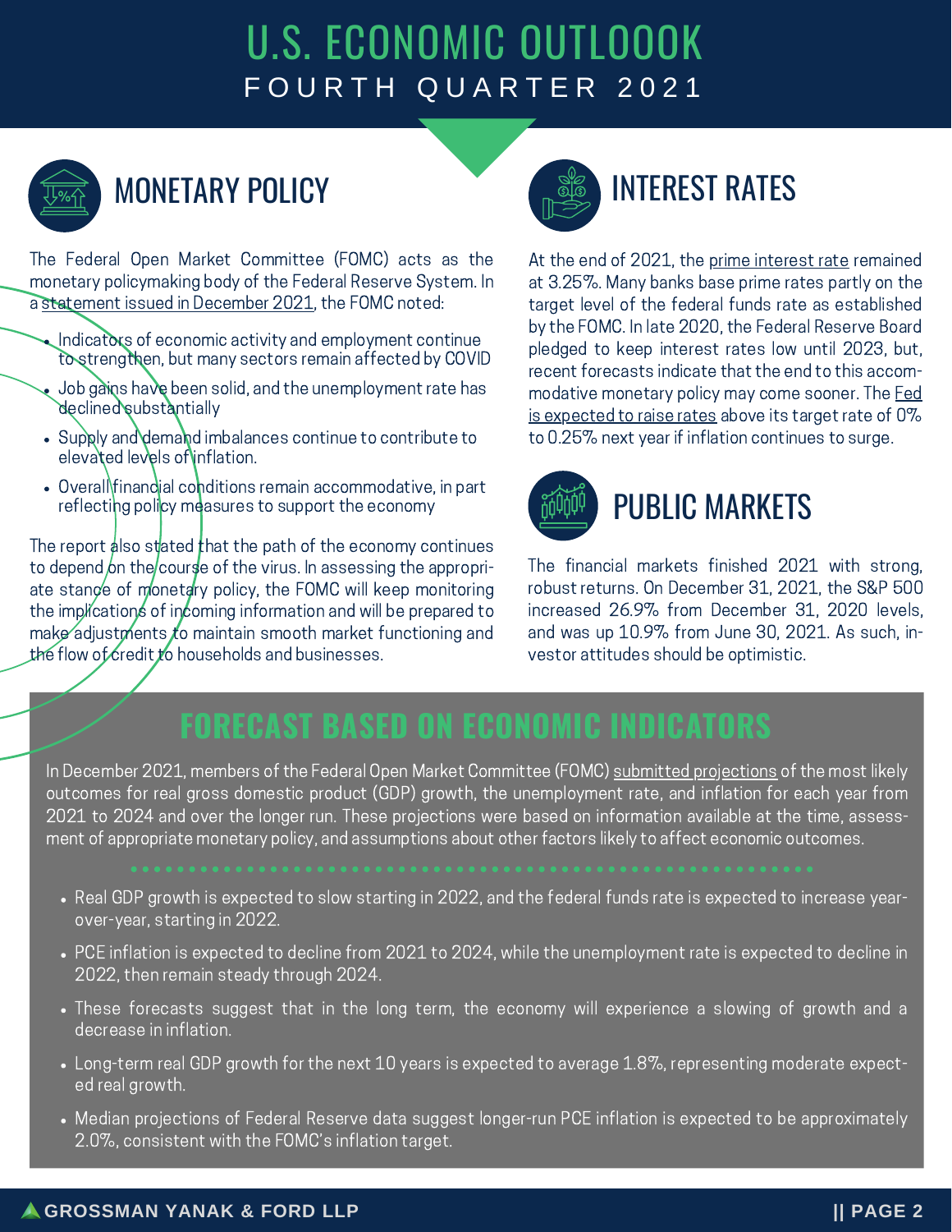# U.S. ECONOMIC OUTLOOOK

FOURTH QUARTER 2021

## MONETARY POLICY

The Federal Open Market Committee (FOMC) acts as the monetary policymaking body of the Federal Reserve System. In a statement issued in December 2021, the FOMC noted:

- Indicators of economic activity and employment continue to strengthen, but many sectors remain affected by COVID
- Job gains have been solid, and the unemployment rate has declined substantially
- Supply and demand imbalances continue to contribute to elevated levels of inflation.
- Overall financial conditions remain accommodative, in part reflecting policy measures to support the economy

The report also stated that the path of the economy continues to depend on the course of the virus. In assessing the appropriate stance of monetary policy, the FOMC will keep monitoring the implications of incoming information and will be prepared to make adjustments to maintain smooth market functioning and the flow of credit to households and businesses.

## INTEREST RATES

At the end of 2021, the prime interest rate remained at 3.25%. Many banks base prime rates partly on the target level of the federal funds rate as established by the FOMC. In late 2020, the Federal Reserve Board pledged to keep interest rates low until 2023, but, recent forecasts indicate that the end to this accommodative monetary policy may come sooner. The Fed is expected to raise rates above its target rate of 0% to 0.25% next year if inflation continues to surge.

## PUBLIC MARKETS

The financial markets finished 2021 with strong, robust returns. On December 31, 2021, the S&P 500 increased 26.9% from December 31, 2020 levels, and was up 10.9% from June 30, 2021. As such, investor attitudes should be optimistic.

## FORECAST BASED ON ECONOMIC INDICATORS

In December 2021, members of the Federal Open Market Committee (FOMC) submitted projections of the most likely outcomes for real gross domestic product (GDP) growth, the unemployment rate, and inflation for each year from 2021 to 2024 and over the longer run. These projections were based on information available at the time, assessment of appropriate monetary policy, and assumptions about other factors likely to affect economic outcomes.

- Real GDP growth is expected to slow starting in 2022, and the federal funds rate is expected to increase year-over-year, starting in 2022.
- PCE inflation is expected to decline from 2021 to 2024, while the unemployment rate is expected to decline in 2022, then remain steady through 2024.
- These forecasts suggest that in the long term, the economy will experience a slowing of growth and a decrease in inflation.
- Long-term real GDP growth for the next 10 years is expected to average 1.8%, representing moderate expected real growth.
- Median projections of Federal Reserve data suggest longer-run PCE inflation is expected to be approximately 2.0%, consistent with the FOMC's inflation target.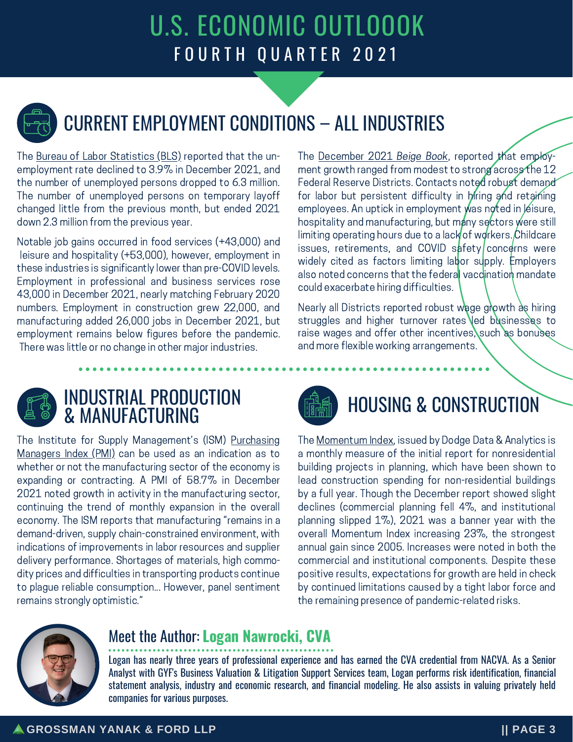# U.S. ECONOMIC OUTLOOOK

## FOURTH QUARTER 2021

## CURRENT EMPLOYMENT CONDITIONS – ALL INDUSTRIES

The Bureau of Labor Statistics (BLS) reported that the unemployment rate declined to 3.9% in December 2021, and the number of unemployed persons dropped to 6.3 million. The number of unemployed persons on temporary layoff changed little from the previous month, but ended 2021 down 2.3 million from the previous year.

Notable job gains occurred in food services (+43,000) and leisure and hospitality (+53,000), however, employment in these industries is significantly lower than pre-COVID levels. Employment in professional and business services rose 43,000 in December 2021, nearly matching February 2020 numbers. Employment in construction grew 22,000, and manufacturing added 26,000 jobs in December 2021, but employment remains below figures before the pandemic. There was little or no change in other major industries.

The December 2021 *Beige Book*, reported that employment growth ranged from modest to strong across the 12 Federal Reserve Districts. Contacts noted robust demand for labor but persistent difficulty in hiring and retaining employees. An uptick in employment was noted in leisure, hospitality and manufacturing, but many sectors were still limiting operating hours due to a lack of workers. Childcare issues, retirements, and COVID safety concerns were widely cited as factors limiting labor supply. Employers also noted concerns that the federal vaccination mandate could exacerbate hiring difficulties.

Nearly all Districts reported robust wage growth as hiring struggles and higher turnover rates led businesses to raise wages and offer other incentives, such as bonuses and more flexible working arrangements.

## INDUSTRIAL PRODUCTION & MANUFACTURING

The Institute for Supply Management's (ISM) Purchasing Managers Index (PMI) can be used as an indication as to whether or not the manufacturing sector of the economy is expanding or contracting. A PMI of 58.7% in December 2021 noted growth in activity in the manufacturing sector, continuing the trend of monthly expansion in the overall economy. The ISM reports that manufacturing "remains in a demand-driven, supply chain-constrained environment, with indications of improvements in labor resources and supplier delivery performance. Shortages of materials, high commodity prices and difficulties in transporting products continue to plague reliable consumption… However, panel sentiment remains strongly optimistic."

## HOUSING & CONSTRUCTION

The Momentum Index, issued by Dodge Data & Analytics is a monthly measure of the initial report for nonresidential building projects in planning, which have been shown to lead construction spending for non-residential buildings by a full year. Though the December report showed slight declines (commercial planning fell 4%, and institutional planning slipped 1%), 2021 was a banner year with the overall Momentum Index increasing 23%, the strongest annual gain since 2005. Increases were noted in both the commercial and institutional components. Despite these positive results, expectations for growth are held in check by continued limitations caused by a tight labor force and the remaining presence of pandemic-related risks.

### Meet the Author: **Logan Nawrocki, CVA**

Logan has nearly three years of professional experience and has earned the CVA credential from NACVA. As a Senior Analyst with GYF's Business Valuation & Litigation Support Services team, Logan performs risk identification, financial statement analysis, industry and economic research, and financial modeling. He also assists in valuing privately held companies for various purposes.